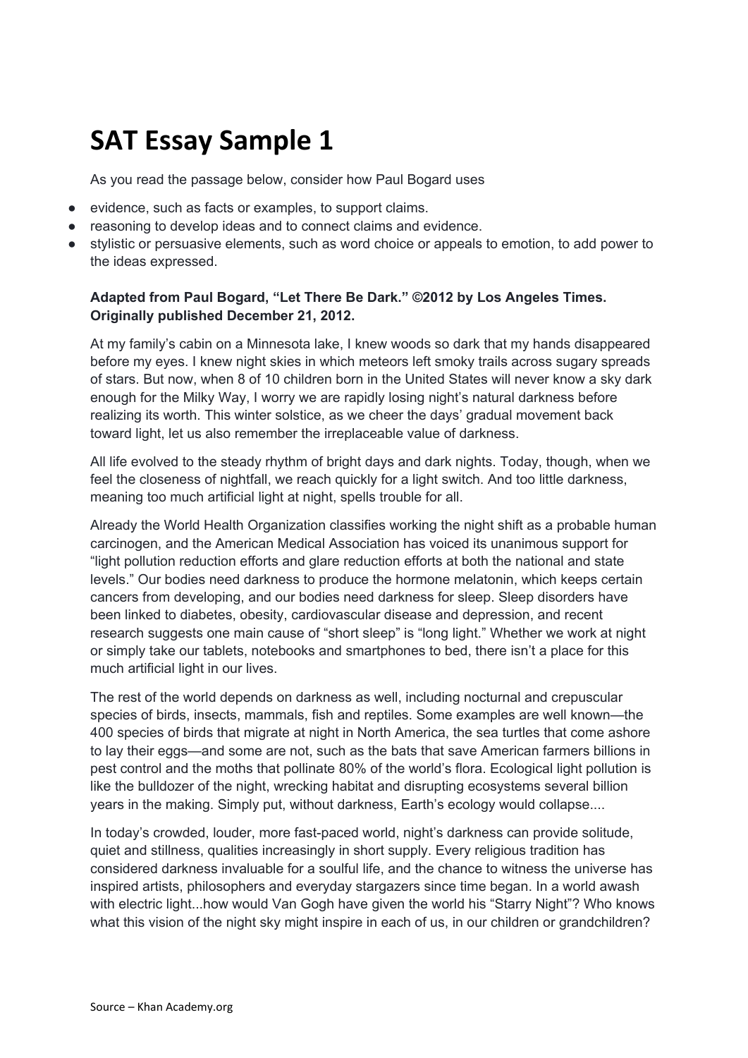# SAT Essay Sample 1

As you read the passage below, consider how Paul Bogard uses

- evidence, such as facts or examples, to support claims.
- reasoning to develop ideas and to connect claims and evidence.
- stylistic or persuasive elements, such as word choice or appeals to emotion, to add power to the ideas expressed.

**Adapted from Paul Bogard, "Let There Be Dark." ©2012 by Los Angeles Times. Originally published December 21, 2012.**

At my family's cabin on a Minnesota lake, I knew woods so dark that my hands disappeared before my eyes. I knew night skies in which meteors left smoky trails across sugary spreads of stars. But now, when 8 of 10 children born in the United States will never know a sky dark enough for the Milky Way, I worry we are rapidly losing night's natural darkness before realizing its worth. This winter solstice, as we cheer the days' gradual movement back toward light, let us also remember the irreplaceable value of darkness.

All life evolved to the steady rhythm of bright days and dark nights. Today, though, when we feel the closeness of nightfall, we reach quickly for a light switch. And too little darkness, meaning too much artificial light at night, spells trouble for all.

Already the World Health Organization classifies working the night shift as a probable human carcinogen, and the American Medical Association has voiced its unanimous support for "light pollution reduction efforts and glare reduction efforts at both the national and state levels." Our bodies need darkness to produce the hormone melatonin, which keeps certain cancers from developing, and our bodies need darkness for sleep. Sleep disorders have been linked to diabetes, obesity, cardiovascular disease and depression, and recent research suggests one main cause of "short sleep" is "long light." Whether we work at night or simply take our tablets, notebooks and smartphones to bed, there isn't a place for this much artificial light in our lives.

The rest of the world depends on darkness as well, including nocturnal and crepuscular species of birds, insects, mammals, fish and reptiles. Some examples are well known—the 400 species of birds that migrate at night in North America, the sea turtles that come ashore to lay their eggs—and some are not, such as the bats that save American farmers billions in pest control and the moths that pollinate 80% of the world's flora. Ecological light pollution is like the bulldozer of the night, wrecking habitat and disrupting ecosystems several billion years in the making. Simply put, without darkness, Earth's ecology would collapse....

In today's crowded, louder, more fast-paced world, night's darkness can provide solitude, quiet and stillness, qualities increasingly in short supply. Every religious tradition has considered darkness invaluable for a soulful life, and the chance to witness the universe has inspired artists, philosophers and everyday stargazers since time began. In a world awash with electric light...how would Van Gogh have given the world his "Starry Night"? Who knows what this vision of the night sky might inspire in each of us, in our children or grandchildren?

Source – Khan Academy.org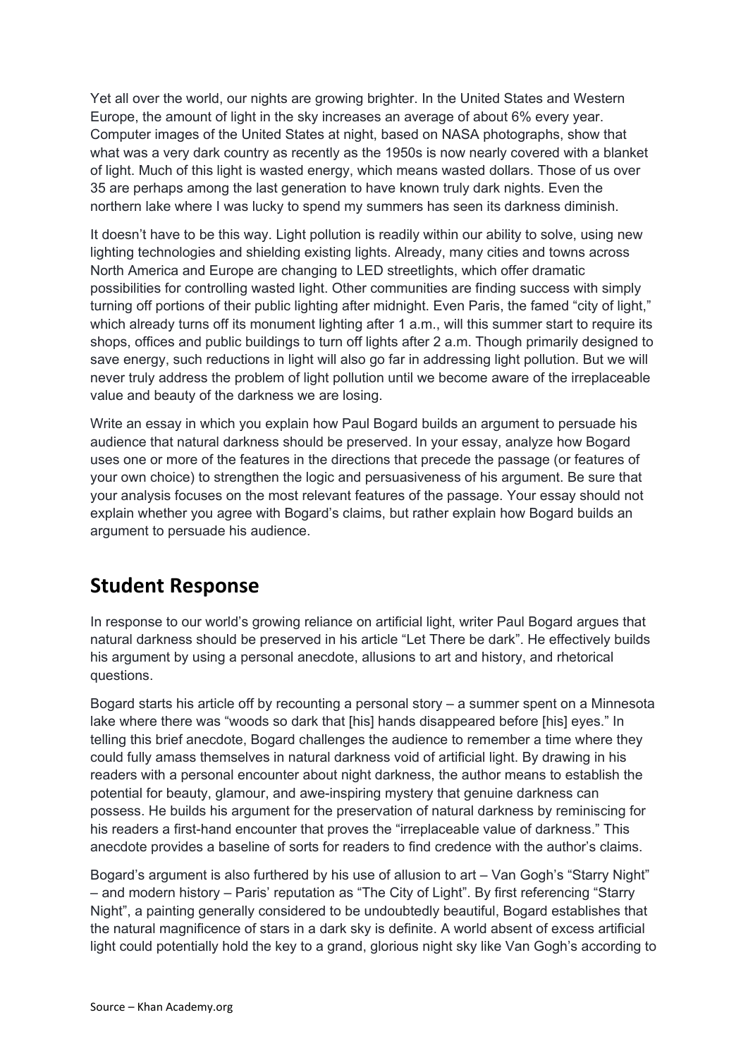Yet all over the world, our nights are growing brighter. In the United States and Western Europe, the amount of light in the sky increases an average of about 6% every year. Computer images of the United States at night, based on NASA photographs, show that what was a very dark country as recently as the 1950s is now nearly covered with a blanket of light. Much of this light is wasted energy, which means wasted dollars. Those of us over 35 are perhaps among the last generation to have known truly dark nights. Even the northern lake where I was lucky to spend my summers has seen its darkness diminish.

It doesn't have to be this way. Light pollution is readily within our ability to solve, using new lighting technologies and shielding existing lights. Already, many cities and towns across North America and Europe are changing to LED streetlights, which offer dramatic possibilities for controlling wasted light. Other communities are finding success with simply turning off portions of their public lighting after midnight. Even Paris, the famed "city of light," which already turns off its monument lighting after 1 a.m., will this summer start to require its shops, offices and public buildings to turn off lights after 2 a.m. Though primarily designed to save energy, such reductions in light will also go far in addressing light pollution. But we will never truly address the problem of light pollution until we become aware of the irreplaceable value and beauty of the darkness we are losing.

Write an essay in which you explain how Paul Bogard builds an argument to persuade his audience that natural darkness should be preserved. In your essay, analyze how Bogard uses one or more of the features in the directions that precede the passage (or features of your own choice) to strengthen the logic and persuasiveness of his argument. Be sure that your analysis focuses on the most relevant features of the passage. Your essay should not explain whether you agree with Bogard's claims, but rather explain how Bogard builds an argument to persuade his audience.

## Student Response

In response to our world's growing reliance on artificial light, writer Paul Bogard argues that natural darkness should be preserved in his article "Let There be dark". He effectively builds his argument by using a personal anecdote, allusions to art and history, and rhetorical questions.

Bogard starts his article off by recounting a personal story – a summer spent on a Minnesota lake where there was "woods so dark that [his] hands disappeared before [his] eyes." In telling this brief anecdote, Bogard challenges the audience to remember a time where they could fully amass themselves in natural darkness void of artificial light. By drawing in his readers with a personal encounter about night darkness, the author means to establish the potential for beauty, glamour, and awe-inspiring mystery that genuine darkness can possess. He builds his argument for the preservation of natural darkness by reminiscing for his readers a first-hand encounter that proves the "irreplaceable value of darkness." This anecdote provides a baseline of sorts for readers to find credence with the author's claims.

Bogard's argument is also furthered by his use of allusion to art – Van Gogh's "Starry Night" – and modern history – Paris' reputation as "The City of Light". By first referencing "Starry Night", a painting generally considered to be undoubtedly beautiful, Bogard establishes that the natural magnificence of stars in a dark sky is definite. A world absent of excess artificial light could potentially hold the key to a grand, glorious night sky like Van Gogh's according to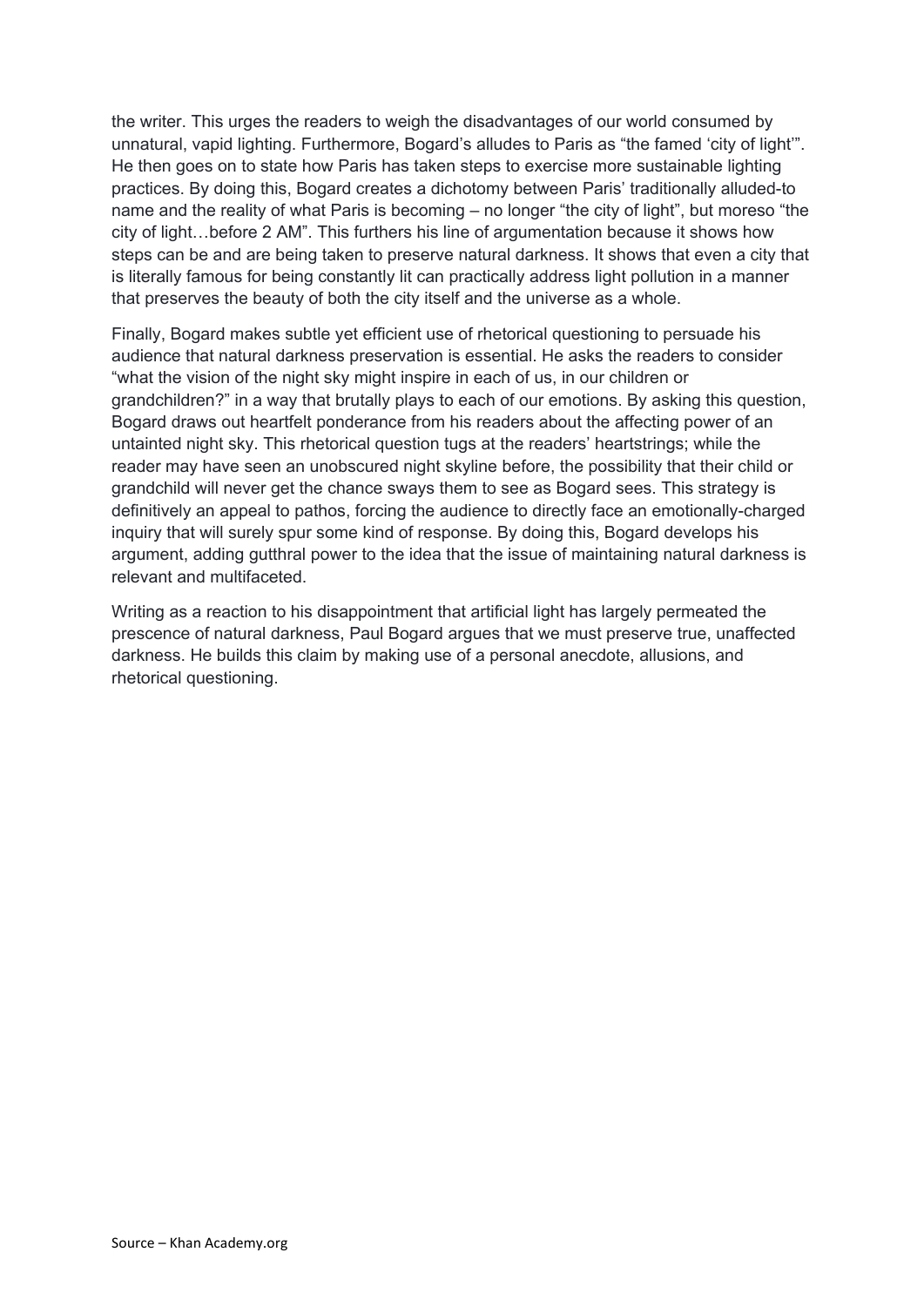the writer. This urges the readers to weigh the disadvantages of our world consumed by unnatural, vapid lighting. Furthermore, Bogard's alludes to Paris as "the famed 'city of light'". He then goes on to state how Paris has taken steps to exercise more sustainable lighting practices. By doing this, Bogard creates a dichotomy between Paris' traditionally alluded-to name and the reality of what Paris is becoming – no longer "the city of light", but moreso "the city of light…before 2 AM". This furthers his line of argumentation because it shows how steps can be and are being taken to preserve natural darkness. It shows that even a city that is literally famous for being constantly lit can practically address light pollution in a manner that preserves the beauty of both the city itself and the universe as a whole.

Finally, Bogard makes subtle yet efficient use of rhetorical questioning to persuade his audience that natural darkness preservation is essential. He asks the readers to consider "what the vision of the night sky might inspire in each of us, in our children or grandchildren?" in a way that brutally plays to each of our emotions. By asking this question, Bogard draws out heartfelt ponderance from his readers about the affecting power of an untainted night sky. This rhetorical question tugs at the readers' heartstrings; while the reader may have seen an unobscured night skyline before, the possibility that their child or grandchild will never get the chance sways them to see as Bogard sees. This strategy is definitively an appeal to pathos, forcing the audience to directly face an emotionally-charged inquiry that will surely spur some kind of response. By doing this, Bogard develops his argument, adding gutthral power to the idea that the issue of maintaining natural darkness is relevant and multifaceted.

Writing as a reaction to his disappointment that artificial light has largely permeated the prescence of natural darkness, Paul Bogard argues that we must preserve true, unaffected darkness. He builds this claim by making use of a personal anecdote, allusions, and rhetorical questioning.

Source – Khan Academy.org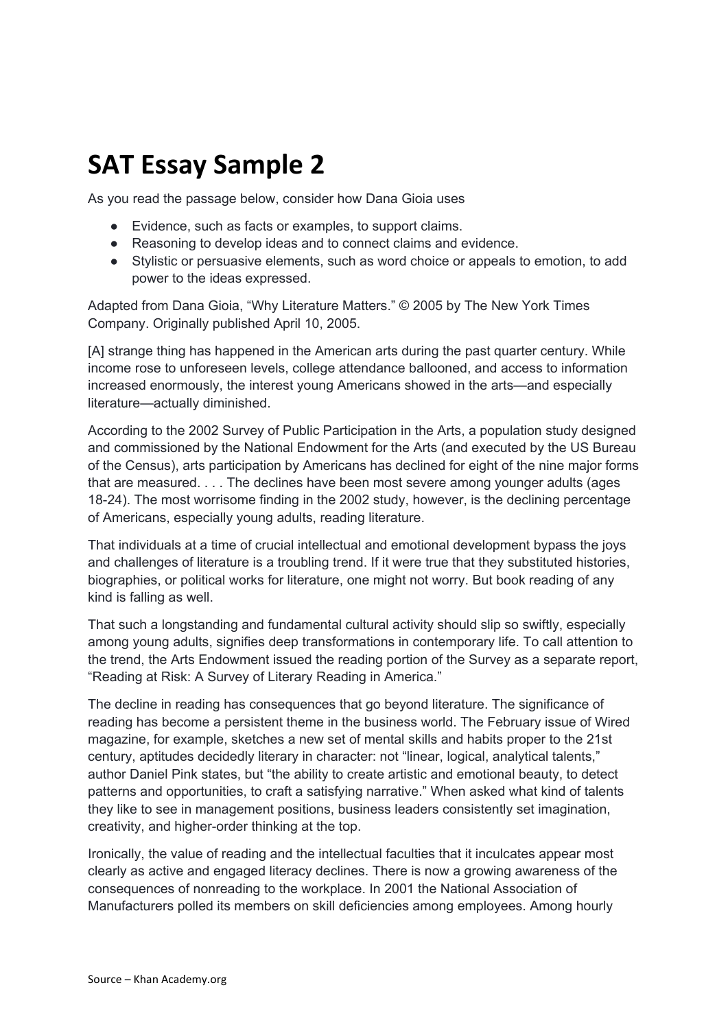# SAT Essay Sample 2

As you read the passage below, consider how Dana Gioia uses

- Evidence, such as facts or examples, to support claims.
- Reasoning to develop ideas and to connect claims and evidence.
- Stylistic or persuasive elements, such as word choice or appeals to emotion, to add power to the ideas expressed.

Adapted from Dana Gioia, "Why Literature Matters." © 2005 by The New York Times Company. Originally published April 10, 2005.

[A] strange thing has happened in the American arts during the past quarter century. While income rose to unforeseen levels, college attendance ballooned, and access to information increased enormously, the interest young Americans showed in the arts—and especially literature—actually diminished.

According to the 2002 Survey of Public Participation in the Arts, a population study designed and commissioned by the National Endowment for the Arts (and executed by the US Bureau of the Census), arts participation by Americans has declined for eight of the nine major forms that are measured. . . . The declines have been most severe among younger adults (ages 18-24). The most worrisome finding in the 2002 study, however, is the declining percentage of Americans, especially young adults, reading literature.

That individuals at a time of crucial intellectual and emotional development bypass the joys and challenges of literature is a troubling trend. If it were true that they substituted histories, biographies, or political works for literature, one might not worry. But book reading of any kind is falling as well.

That such a longstanding and fundamental cultural activity should slip so swiftly, especially among young adults, signifies deep transformations in contemporary life. To call attention to the trend, the Arts Endowment issued the reading portion of the Survey as a separate report, "Reading at Risk: A Survey of Literary Reading in America."

The decline in reading has consequences that go beyond literature. The significance of reading has become a persistent theme in the business world. The February issue of Wired magazine, for example, sketches a new set of mental skills and habits proper to the 21st century, aptitudes decidedly literary in character: not "linear, logical, analytical talents," author Daniel Pink states, but "the ability to create artistic and emotional beauty, to detect patterns and opportunities, to craft a satisfying narrative." When asked what kind of talents they like to see in management positions, business leaders consistently set imagination, creativity, and higher-order thinking at the top.

Ironically, the value of reading and the intellectual faculties that it inculcates appear most clearly as active and engaged literacy declines. There is now a growing awareness of the consequences of nonreading to the workplace. In 2001 the National Association of Manufacturers polled its members on skill deficiencies among employees. Among hourly

Source – Khan Academy.org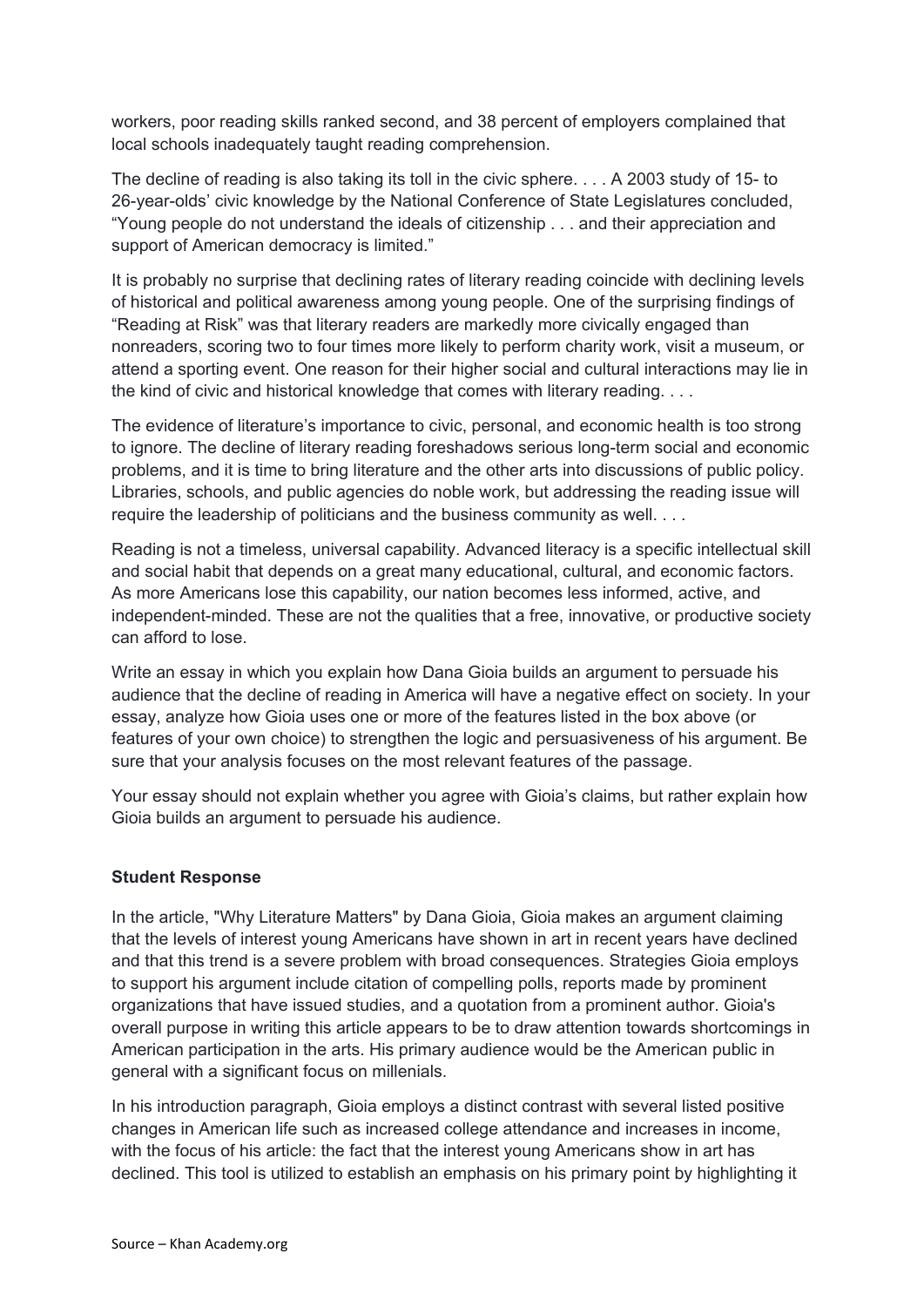workers, poor reading skills ranked second, and 38 percent of employers complained that local schools inadequately taught reading comprehension.

The decline of reading is also taking its toll in the civic sphere. . . . A 2003 study of 15- to 26-year-olds' civic knowledge by the National Conference of State Legislatures concluded, "Young people do not understand the ideals of citizenship . . . and their appreciation and support of American democracy is limited."

It is probably no surprise that declining rates of literary reading coincide with declining levels of historical and political awareness among young people. One of the surprising findings of "Reading at Risk" was that literary readers are markedly more civically engaged than nonreaders, scoring two to four times more likely to perform charity work, visit a museum, or attend a sporting event. One reason for their higher social and cultural interactions may lie in the kind of civic and historical knowledge that comes with literary reading. . . .

The evidence of literature's importance to civic, personal, and economic health is too strong to ignore. The decline of literary reading foreshadows serious long-term social and economic problems, and it is time to bring literature and the other arts into discussions of public policy. Libraries, schools, and public agencies do noble work, but addressing the reading issue will require the leadership of politicians and the business community as well. . . .

Reading is not a timeless, universal capability. Advanced literacy is a specific intellectual skill and social habit that depends on a great many educational, cultural, and economic factors. As more Americans lose this capability, our nation becomes less informed, active, and independent-minded. These are not the qualities that a free, innovative, or productive society can afford to lose.

Write an essay in which you explain how Dana Gioia builds an argument to persuade his audience that the decline of reading in America will have a negative effect on society. In your essay, analyze how Gioia uses one or more of the features listed in the box above (or features of your own choice) to strengthen the logic and persuasiveness of his argument. Be sure that your analysis focuses on the most relevant features of the passage.

Your essay should not explain whether you agree with Gioia's claims, but rather explain how Gioia builds an argument to persuade his audience.

**Student Response**

In the article, "Why Literature Matters" by Dana Gioia, Gioia makes an argument claiming that the levels of interest young Americans have shown in art in recent years have declined and that this trend is a severe problem with broad consequences. Strategies Gioia employs to support his argument include citation of compelling polls, reports made by prominent organizations that have issued studies, and a quotation from a prominent author. Gioia's overall purpose in writing this article appears to be to draw attention towards shortcomings in American participation in the arts. His primary audience would be the American public in general with a significant focus on millenials.

In his introduction paragraph, Gioia employs a distinct contrast with several listed positive changes in American life such as increased college attendance and increases in income, with the focus of his article: the fact that the interest young Americans show in art has declined. This tool is utilized to establish an emphasis on his primary point by highlighting it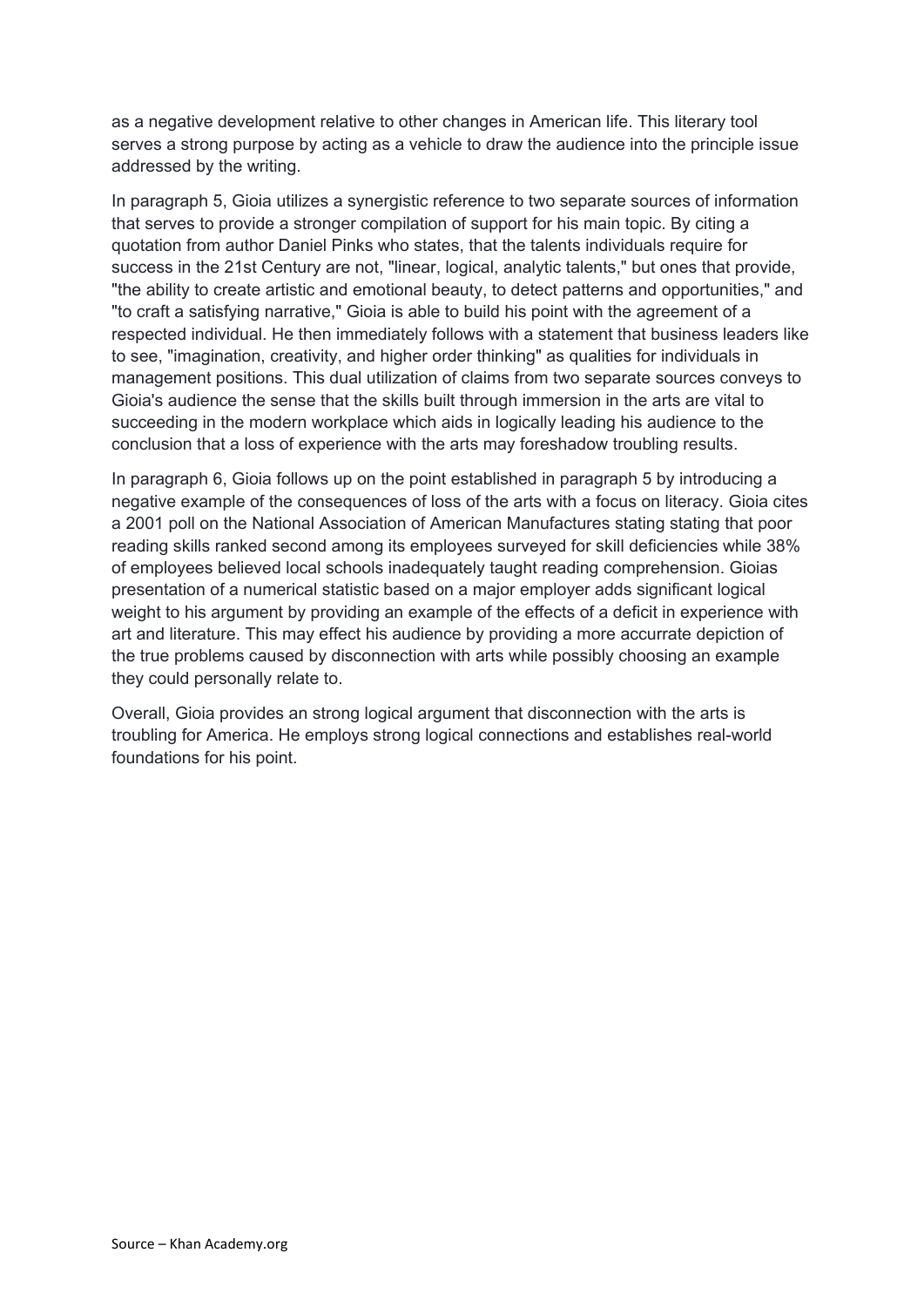as a negative development relative to other changes in American life. This literary tool serves a strong purpose by acting as a vehicle to draw the audience into the principle issue addressed by the writing.

In paragraph 5, Gioia utilizes a synergistic reference to two separate sources of information that serves to provide a stronger compilation of support for his main topic. By citing a quotation from author Daniel Pinks who states, that the talents individuals require for success in the 21st Century are not, "linear, logical, analytic talents," but ones that provide, "the ability to create artistic and emotional beauty, to detect patterns and opportunities," and "to craft a satisfying narrative," Gioia is able to build his point with the agreement of a respected individual. He then immediately follows with a statement that business leaders like to see, "imagination, creativity, and higher order thinking" as qualities for individuals in management positions. This dual utilization of claims from two separate sources conveys to Gioia's audience the sense that the skills built through immersion in the arts are vital to succeeding in the modern workplace which aids in logically leading his audience to the conclusion that a loss of experience with the arts may foreshadow troubling results.

In paragraph 6, Gioia follows up on the point established in paragraph 5 by introducing a negative example of the consequences of loss of the arts with a focus on literacy. Gioia cites a 2001 poll on the National Association of American Manufactures stating stating that poor reading skills ranked second among its employees surveyed for skill deficiencies while 38% of employees believed local schools inadequately taught reading comprehension. Gioias presentation of a numerical statistic based on a major employer adds significant logical weight to his argument by providing an example of the effects of a deficit in experience with art and literature. This may effect his audience by providing a more accurrate depiction of the true problems caused by disconnection with arts while possibly choosing an example they could personally relate to.

Overall, Gioia provides an strong logical argument that disconnection with the arts is troubling for America. He employs strong logical connections and establishes real-world foundations for his point.

Source – Khan Academy.org